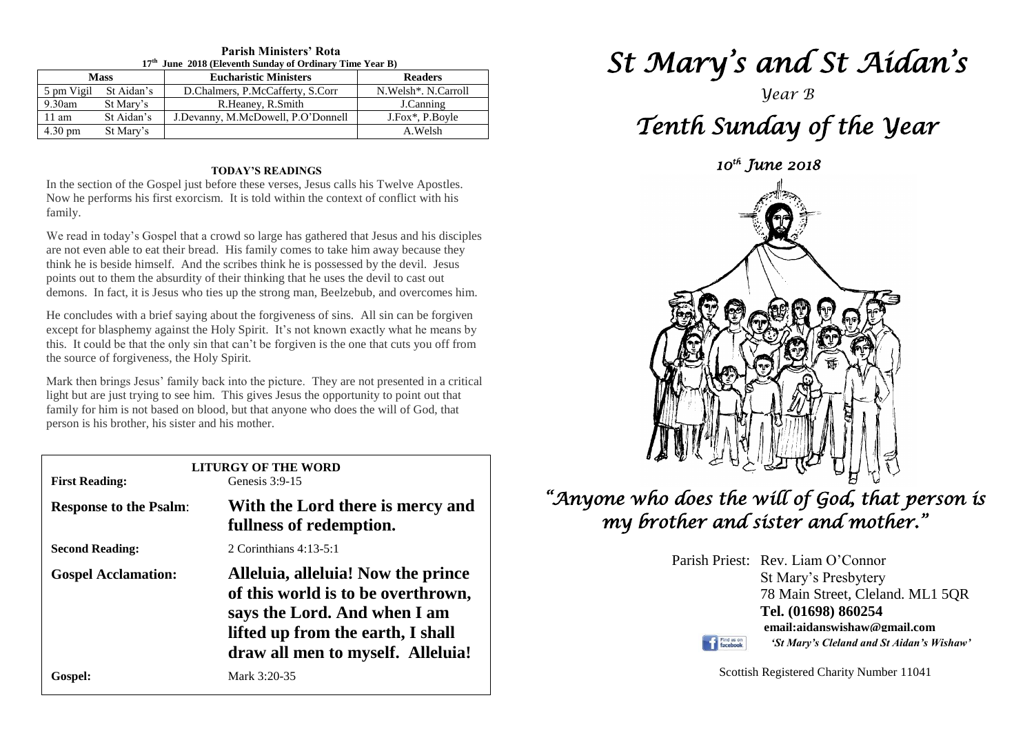**Parish Ministers' Rota**
**17th June 2018 (Eleventh Sunday of Ordinary Time Year B)**

| Mass | | Eucharistic Ministers | Readers |
|---|---|---|---|
| 5 pm Vigil | St Aidan's | D.Chalmers, P.McCafferty, S.Corr | N.Welsh*. N.Carroll |
| 9.30am | St Mary's | R.Heaney, R.Smith | J.Canning |
| 11 am | St Aidan's | J.Devanny, M.McDowell, P.O'Donnell | J.Fox*, P.Boyle |
| 4.30 pm | St Mary's | | A.Welsh |

**TODAY'S READINGS**

In the section of the Gospel just before these verses, Jesus calls his Twelve Apostles. Now he performs his first exorcism. It is told within the context of conflict with his family.

We read in today's Gospel that a crowd so large has gathered that Jesus and his disciples are not even able to eat their bread. His family comes to take him away because they think he is beside himself. And the scribes think he is possessed by the devil. Jesus points out to them the absurdity of their thinking that he uses the devil to cast out demons. In fact, it is Jesus who ties up the strong man, Beelzebub, and overcomes him.

He concludes with a brief saying about the forgiveness of sins. All sin can be forgiven except for blasphemy against the Holy Spirit. It's not known exactly what he means by this. It could be that the only sin that can't be forgiven is the one that cuts you off from the source of forgiveness, the Holy Spirit.

Mark then brings Jesus' family back into the picture. They are not presented in a critical light but are just trying to see him. This gives Jesus the opportunity to point out that family for him is not based on blood, but that anyone who does the will of God, that person is his brother, his sister and his mother.

**LITURGY OF THE WORD**

**First Reading:** Genesis 3:9-15

**Response to the Psalm:** **With the Lord there is mercy and fullness of redemption.**

**Second Reading:** 2 Corinthians 4:13-5:1

**Gospel Acclamation:** **Alleluia, alleluia! Now the prince of this world is to be overthrown, says the Lord. And when I am lifted up from the earth, I shall draw all men to myself. Alleluia!**

**Gospel:** Mark 3:20-35

# *St Mary's and St Aidan's*

*Year B*

## *Tenth Sunday of the Year*

*10th June 2018*

*"Anyone who does the will of God, that person is my brother and sister and mother."*

Parish Priest: Rev. Liam O'Connor
St Mary's Presbytery
78 Main Street, Cleland. ML1 5QR
**Tel. (01698) 860254**
**email:aidanswishaw@gmail.com**
Find us on facebook *'St Mary's Cleland and St Aidan's Wishaw'*

Scottish Registered Charity Number 11041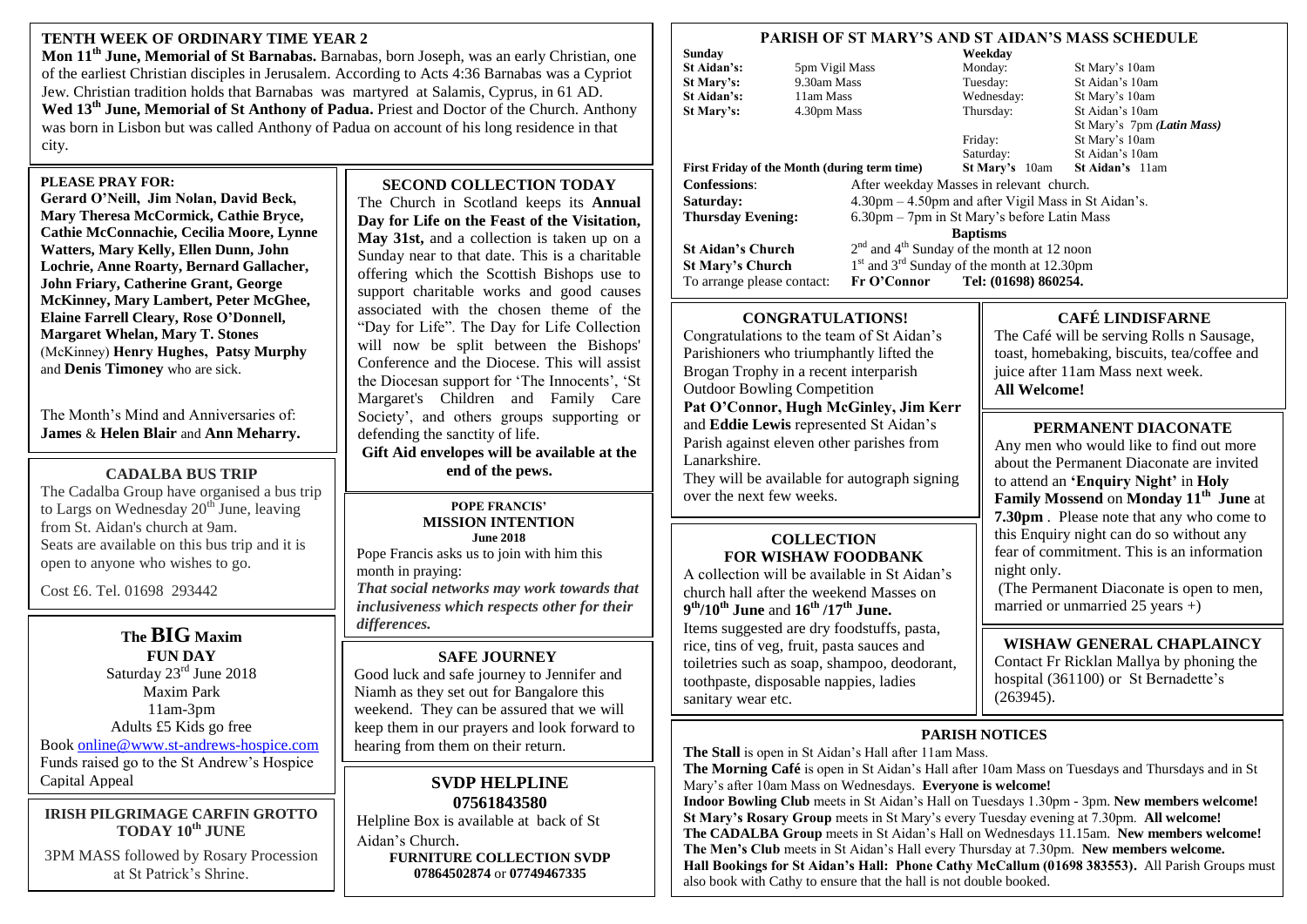## TENTH WEEK OF ORDINARY TIME YEAR 2

**Mon 11th June, Memorial of St Barnabas.** Barnabas, born Joseph, was an early Christian, one of the earliest Christian disciples in Jerusalem. According to Acts 4:36 Barnabas was a Cypriot Jew. Christian tradition holds that Barnabas was martyred at Salamis, Cyprus, in 61 AD.
**Wed 13th June, Memorial of St Anthony of Padua.** Priest and Doctor of the Church. Anthony was born in Lisbon but was called Anthony of Padua on account of his long residence in that city.

### PLEASE PRAY FOR:

**Gerard O'Neill, Jim Nolan, David Beck, Mary Theresa McCormick, Cathie Bryce, Cathie McConnachie, Cecilia Moore, Lynne Watters, Mary Kelly, Ellen Dunn, John Lochrie, Anne Roarty, Bernard Gallacher, John Friary, Catherine Grant, George McKinney, Mary Lambert, Peter McGhee, Elaine Farrell Cleary, Rose O'Donnell, Margaret Whelan, Mary T. Stones** (McKinney) **Henry Hughes, Patsy Murphy** and **Denis Timoney** who are sick.

The Month's Mind and Anniversaries of: **James** & **Helen Blair** and **Ann Meharry.**

### CADALBA BUS TRIP

The Cadalba Group have organised a bus trip to Largs on Wednesday 20th June, leaving from St. Aidan's church at 9am.
Seats are available on this bus trip and it is open to anyone who wishes to go.

Cost £6. Tel. 01698 293442

### The BIG Maxim FUN DAY

Saturday 23rd June 2018
Maxim Park
11am-3pm
Adults £5 Kids go free
Book online@www.st-andrews-hospice.com
Funds raised go to the St Andrew's Hospice Capital Appeal

### IRISH PILGRIMAGE CARFIN GROTTO TODAY 10th JUNE

3PM MASS followed by Rosary Procession at St Patrick's Shrine.

### SECOND COLLECTION TODAY

The Church in Scotland keeps its **Annual Day for Life on the Feast of the Visitation, May 31st,** and a collection is taken up on a Sunday near to that date. This is a charitable offering which the Scottish Bishops use to support charitable works and good causes associated with the chosen theme of the "Day for Life". The Day for Life Collection will now be split between the Bishops' Conference and the Diocese. This will assist the Diocesan support for 'The Innocents', 'St Margaret's Children and Family Care Society', and others groups supporting or defending the sanctity of life.
**Gift Aid envelopes will be available at the end of the pews.**

### POPE FRANCIS' MISSION INTENTION
**June 2018**

Pope Francis asks us to join with him this month in praying:
***That social networks may work towards that inclusiveness which respects other for their differences.***

### SAFE JOURNEY

Good luck and safe journey to Jennifer and Niamh as they set out for Bangalore this weekend. They can be assured that we will keep them in our prayers and look forward to hearing from them on their return.

### SVDP HELPLINE
**07561843580**

Helpline Box is available at back of St Aidan's Church.
**FURNITURE COLLECTION SVDP 07864502874** or **07749467335**

### PARISH OF ST MARY'S AND ST AIDAN'S MASS SCHEDULE

| Sunday | | Weekday | |
|---|---|---|---|
| **St Aidan's:** | 5pm Vigil Mass | Monday: | St Mary's 10am |
| **St Mary's:** | 9.30am Mass | Tuesday: | St Aidan's 10am |
| **St Aidan's:** | 11am Mass | Wednesday: | St Mary's 10am |
| **St Mary's:** | 4.30pm Mass | Thursday: | St Aidan's 10am<br>St Mary's 7pm *(Latin Mass)* |
| | | Friday: | St Mary's 10am |
| | | Saturday: | St Aidan's 10am |

**First Friday of the Month (during term time)** **St Mary's** 10am **St Aidan's** 11am

**Confessions**: After weekday Masses in relevant church.
**Saturday:** 4.30pm – 4.50pm and after Vigil Mass in St Aidan's.
**Thursday Evening:** 6.30pm – 7pm in St Mary's before Latin Mass

**Baptisms**
**St Aidan's Church** 2nd and 4th Sunday of the month at 12 noon
**St Mary's Church** 1st and 3rd Sunday of the month at 12.30pm
To arrange please contact: **Fr O'Connor Tel: (01698) 860254.**

### CONGRATULATIONS!

Congratulations to the team of St Aidan's Parishioners who triumphantly lifted the Brogan Trophy in a recent interparish Outdoor Bowling Competition
**Pat O'Connor, Hugh McGinley, Jim Kerr** and **Eddie Lewis** represented St Aidan's Parish against eleven other parishes from Lanarkshire.
They will be available for autograph signing over the next few weeks.

### COLLECTION FOR WISHAW FOODBANK

A collection will be available in St Aidan's church hall after the weekend Masses on **9th/10th June** and **16th /17th June.**
Items suggested are dry foodstuffs, pasta, rice, tins of veg, fruit, pasta sauces and toiletries such as soap, shampoo, deodorant, toothpaste, disposable nappies, ladies sanitary wear etc.

### CAFÉ LINDISFARNE

The Café will be serving Rolls n Sausage, toast, homebaking, biscuits, tea/coffee and juice after 11am Mass next week.
**All Welcome!**

### PERMANENT DIACONATE

Any men who would like to find out more about the Permanent Diaconate are invited to attend an **'Enquiry Night'** in **Holy Family Mossend** on **Monday 11th June** at **7.30pm** . Please note that any who come to this Enquiry night can do so without any fear of commitment. This is an information night only.
(The Permanent Diaconate is open to men, married or unmarried 25 years +)

### WISHAW GENERAL CHAPLAINCY

Contact Fr Ricklan Mallya by phoning the hospital (361100) or St Bernadette's (263945).

### PARISH NOTICES

**The Stall** is open in St Aidan's Hall after 11am Mass.
**The Morning Café** is open in St Aidan's Hall after 10am Mass on Tuesdays and Thursdays and in St Mary's after 10am Mass on Wednesdays. **Everyone is welcome!**
**Indoor Bowling Club** meets in St Aidan's Hall on Tuesdays 1.30pm - 3pm. **New members welcome!**
**St Mary's Rosary Group** meets in St Mary's every Tuesday evening at 7.30pm. **All welcome!**
**The CADALBA Group** meets in St Aidan's Hall on Wednesdays 11.15am. **New members welcome!**
**The Men's Club** meets in St Aidan's Hall every Thursday at 7.30pm. **New members welcome.**
**Hall Bookings for St Aidan's Hall: Phone Cathy McCallum (01698 383553).** All Parish Groups must also book with Cathy to ensure that the hall is not double booked.